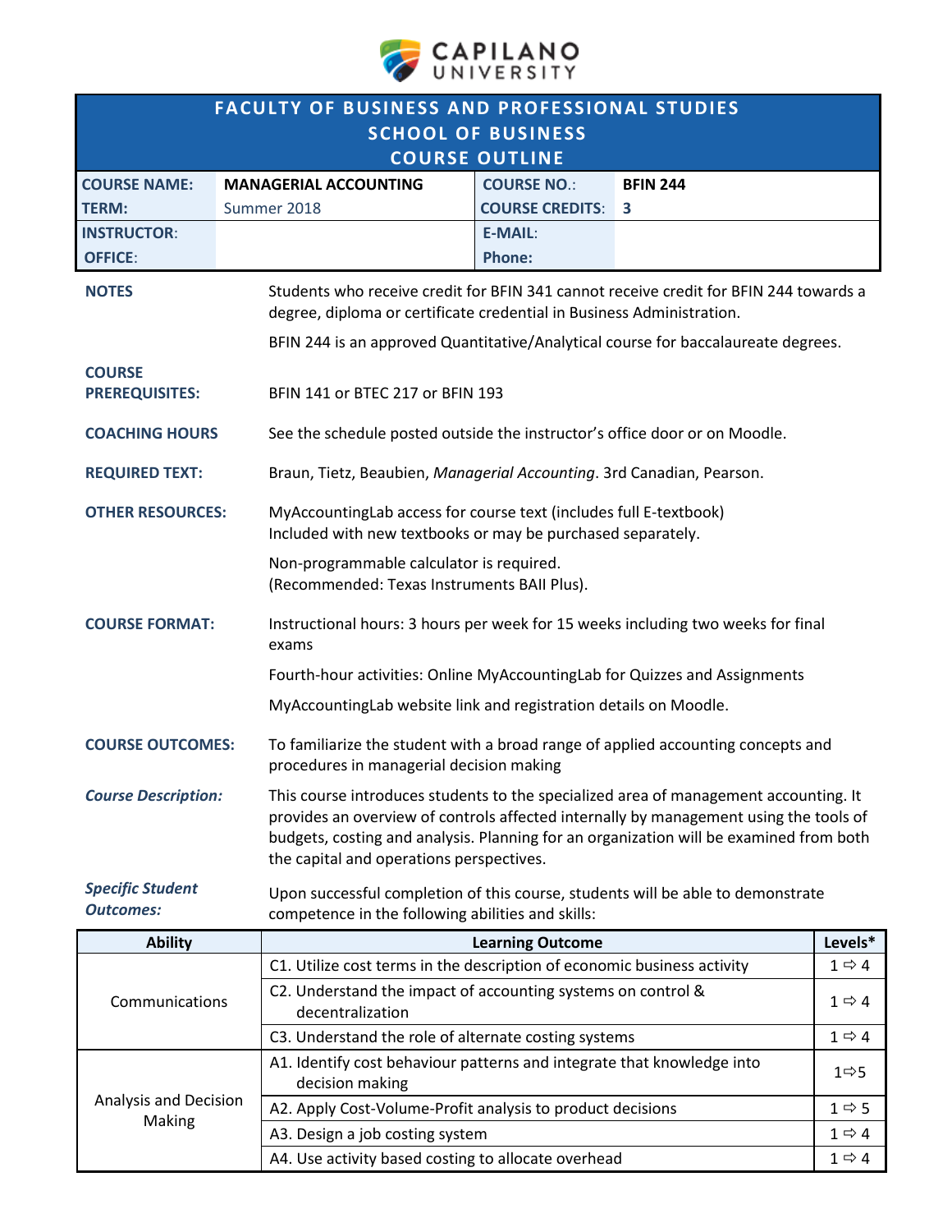# CAPILANO UNIVERSITY

## FACULTY OF BUSINESS AND PROFESSIONAL STUDIES
## SCHOOL OF BUSINESS
## COURSE OUTLINE

| | | | |
|---|---|---|---|
| **COURSE NAME:** | **MANAGERIAL ACCOUNTING** | **COURSE NO.:** | **BFIN 244** |
| **TERM:** | Summer 2018 | **COURSE CREDITS:** | **3** |
| **INSTRUCTOR:** | | **E-MAIL:** | |
| **OFFICE:** | | **Phone:** | |

**NOTES**

Students who receive credit for BFIN 341 cannot receive credit for BFIN 244 towards a degree, diploma or certificate credential in Business Administration.

BFIN 244 is an approved Quantitative/Analytical course for baccalaureate degrees.

**COURSE PREREQUISITES:**

BFIN 141 or BTEC 217 or BFIN 193

**COACHING HOURS**

See the schedule posted outside the instructor's office door or on Moodle.

**REQUIRED TEXT:**

Braun, Tietz, Beaubien, *Managerial Accounting*. 3rd Canadian, Pearson.

**OTHER RESOURCES:**

MyAccountingLab access for course text (includes full E-textbook)
Included with new textbooks or may be purchased separately.

Non-programmable calculator is required.
(Recommended: Texas Instruments BAII Plus).

**COURSE FORMAT:**

Instructional hours: 3 hours per week for 15 weeks including two weeks for final exams

Fourth-hour activities: Online MyAccountingLab for Quizzes and Assignments

MyAccountingLab website link and registration details on Moodle.

**COURSE OUTCOMES:**

To familiarize the student with a broad range of applied accounting concepts and procedures in managerial decision making

***Course Description:***

This course introduces students to the specialized area of management accounting. It provides an overview of controls affected internally by management using the tools of budgets, costing and analysis. Planning for an organization will be examined from both the capital and operations perspectives.

***Specific Student Outcomes:***

Upon successful completion of this course, students will be able to demonstrate competence in the following abilities and skills:

| Ability | Learning Outcome | Levels* |
|---|---|---|
| Communications | C1. Utilize cost terms in the description of economic business activity | 1 ⇨ 4 |
| | C2. Understand the impact of accounting systems on control & decentralization | 1 ⇨ 4 |
| | C3. Understand the role of alternate costing systems | 1 ⇨ 4 |
| Analysis and Decision Making | A1. Identify cost behaviour patterns and integrate that knowledge into decision making | 1⇨5 |
| | A2. Apply Cost-Volume-Profit analysis to product decisions | 1 ⇨ 5 |
| | A3. Design a job costing system | 1 ⇨ 4 |
| | A4. Use activity based costing to allocate overhead | 1 ⇨ 4 |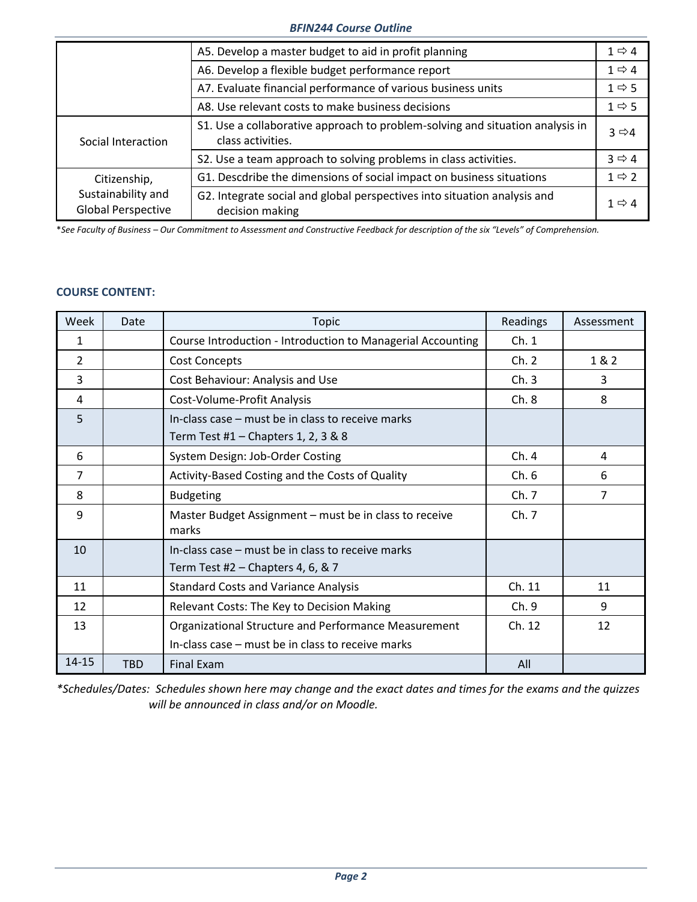| | | |
|---|---|---|
| | A5. Develop a master budget to aid in profit planning | 1 ⇨ 4 |
| | A6. Develop a flexible budget performance report | 1 ⇨ 4 |
| | A7. Evaluate financial performance of various business units | 1 ⇨ 5 |
| | A8. Use relevant costs to make business decisions | 1 ⇨ 5 |
| Social Interaction | S1. Use a collaborative approach to problem-solving and situation analysis in class activities. | 3 ⇨4 |
| | S2. Use a team approach to solving problems in class activities. | 3 ⇨ 4 |
| Citizenship, Sustainability and Global Perspective | G1. Descdribe the dimensions of social impact on business situations | 1 ⇨ 2 |
| | G2. Integrate social and global perspectives into situation analysis and decision making | 1 ⇨ 4 |

**See Faculty of Business – Our Commitment to Assessment and Constructive Feedback for description of the six "Levels" of Comprehension.*

**COURSE CONTENT:**

| Week | Date | Topic | Readings | Assessment |
|---|---|---|---|---|
| 1 | | Course Introduction - Introduction to Managerial Accounting | Ch. 1 | |
| 2 | | Cost Concepts | Ch. 2 | 1 & 2 |
| 3 | | Cost Behaviour: Analysis and Use | Ch. 3 | 3 |
| 4 | | Cost-Volume-Profit Analysis | Ch. 8 | 8 |
| 5 | | In-class case – must be in class to receive marks<br>Term Test #1 – Chapters 1, 2, 3 & 8 | | |
| 6 | | System Design: Job-Order Costing | Ch. 4 | 4 |
| 7 | | Activity-Based Costing and the Costs of Quality | Ch. 6 | 6 |
| 8 | | Budgeting | Ch. 7 | 7 |
| 9 | | Master Budget Assignment – must be in class to receive marks | Ch. 7 | |
| 10 | | In-class case – must be in class to receive marks<br>Term Test #2 – Chapters 4, 6, & 7 | | |
| 11 | | Standard Costs and Variance Analysis | Ch. 11 | 11 |
| 12 | | Relevant Costs: The Key to Decision Making | Ch. 9 | 9 |
| 13 | | Organizational Structure and Performance Measurement<br>In-class case – must be in class to receive marks | Ch. 12 | 12 |
| 14-15 | TBD | Final Exam | All | |

**Schedules/Dates: Schedules shown here may change and the exact dates and times for the exams and the quizzes will be announced in class and/or on Moodle.*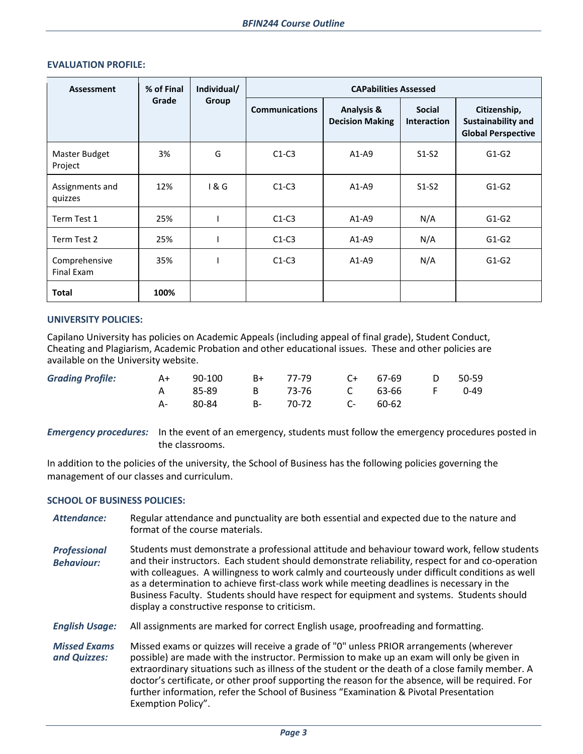## EVALUATION PROFILE:

| Assessment | % of Final Grade | Individual/ Group | CAPabilities Assessed | | | |
|---|---|---|---|---|---|---|
| | | | Communications | Analysis & Decision Making | Social Interaction | Citizenship, Sustainability and Global Perspective |
| Master Budget Project | 3% | G | C1-C3 | A1-A9 | S1-S2 | G1-G2 |
| Assignments and quizzes | 12% | I & G | C1-C3 | A1-A9 | S1-S2 | G1-G2 |
| Term Test 1 | 25% | I | C1-C3 | A1-A9 | N/A | G1-G2 |
| Term Test 2 | 25% | I | C1-C3 | A1-A9 | N/A | G1-G2 |
| Comprehensive Final Exam | 35% | I | C1-C3 | A1-A9 | N/A | G1-G2 |
| **Total** | **100%** | | | | | |

## UNIVERSITY POLICIES:

Capilano University has policies on Academic Appeals (including appeal of final grade), Student Conduct, Cheating and Plagiarism, Academic Probation and other educational issues. These and other policies are available on the University website.

***Grading Profile:***

| | | | | | | | |
|---|---|---|---|---|---|---|---|
| A+ | 90-100 | B+ | 77-79 | C+ | 67-69 | D | 50-59 |
| A | 85-89 | B | 73-76 | C | 63-66 | F | 0-49 |
| A- | 80-84 | B- | 70-72 | C- | 60-62 | | |

***Emergency procedures:*** In the event of an emergency, students must follow the emergency procedures posted in the classrooms.

In addition to the policies of the university, the School of Business has the following policies governing the management of our classes and curriculum.

## SCHOOL OF BUSINESS POLICIES:

***Attendance:*** Regular attendance and punctuality are both essential and expected due to the nature and format of the course materials.

***Professional Behaviour:*** Students must demonstrate a professional attitude and behaviour toward work, fellow students and their instructors. Each student should demonstrate reliability, respect for and co-operation with colleagues. A willingness to work calmly and courteously under difficult conditions as well as a determination to achieve first-class work while meeting deadlines is necessary in the Business Faculty. Students should have respect for equipment and systems. Students should display a constructive response to criticism.

***English Usage:*** All assignments are marked for correct English usage, proofreading and formatting.

***Missed Exams and Quizzes:*** Missed exams or quizzes will receive a grade of "0" unless PRIOR arrangements (wherever possible) are made with the instructor. Permission to make up an exam will only be given in extraordinary situations such as illness of the student or the death of a close family member. A doctor's certificate, or other proof supporting the reason for the absence, will be required. For further information, refer the School of Business "Examination & Pivotal Presentation Exemption Policy".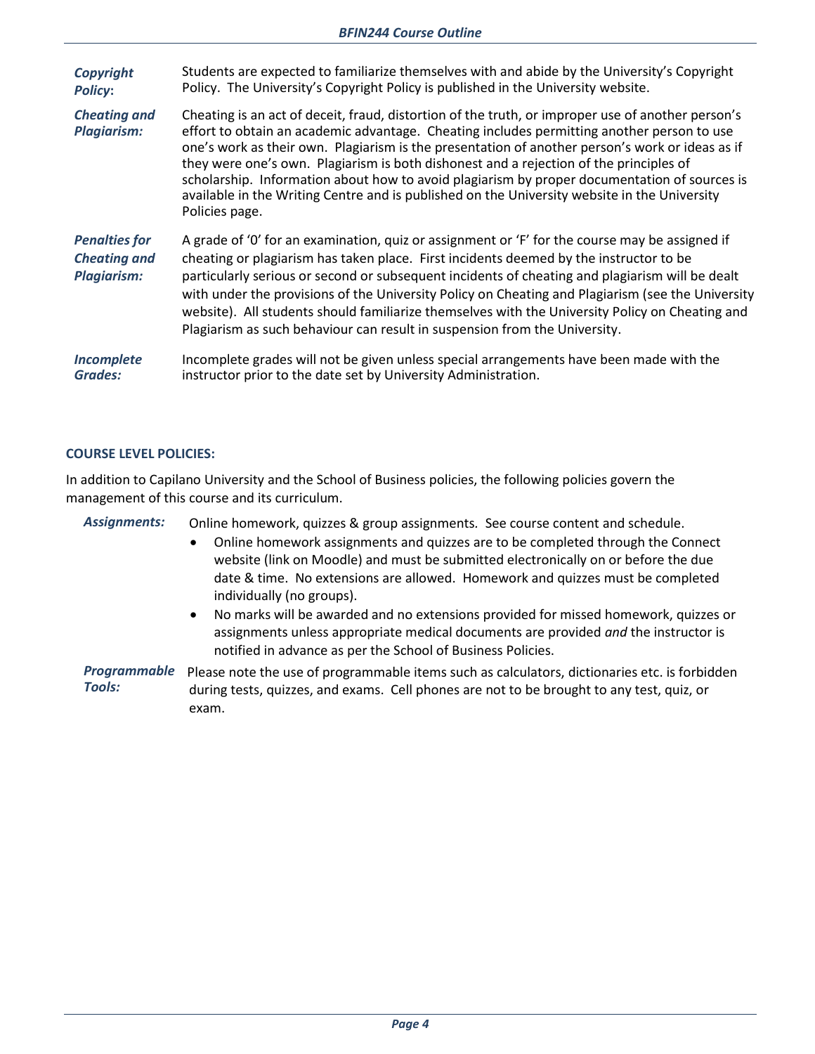***Copyright Policy:*** Students are expected to familiarize themselves with and abide by the University's Copyright Policy. The University's Copyright Policy is published in the University website.

***Cheating and Plagiarism:*** Cheating is an act of deceit, fraud, distortion of the truth, or improper use of another person's effort to obtain an academic advantage. Cheating includes permitting another person to use one's work as their own. Plagiarism is the presentation of another person's work or ideas as if they were one's own. Plagiarism is both dishonest and a rejection of the principles of scholarship. Information about how to avoid plagiarism by proper documentation of sources is available in the Writing Centre and is published on the University website in the University Policies page.

***Penalties for Cheating and Plagiarism:*** A grade of '0' for an examination, quiz or assignment or 'F' for the course may be assigned if cheating or plagiarism has taken place. First incidents deemed by the instructor to be particularly serious or second or subsequent incidents of cheating and plagiarism will be dealt with under the provisions of the University Policy on Cheating and Plagiarism (see the University website). All students should familiarize themselves with the University Policy on Cheating and Plagiarism as such behaviour can result in suspension from the University.

***Incomplete Grades:*** Incomplete grades will not be given unless special arrangements have been made with the instructor prior to the date set by University Administration.

## COURSE LEVEL POLICIES:

In addition to Capilano University and the School of Business policies, the following policies govern the management of this course and its curriculum.

***Assignments:*** Online homework, quizzes & group assignments. See course content and schedule.

- Online homework assignments and quizzes are to be completed through the Connect website (link on Moodle) and must be submitted electronically on or before the due date & time. No extensions are allowed. Homework and quizzes must be completed individually (no groups).
- No marks will be awarded and no extensions provided for missed homework, quizzes or assignments unless appropriate medical documents are provided *and* the instructor is notified in advance as per the School of Business Policies.

***Programmable Tools:*** Please note the use of programmable items such as calculators, dictionaries etc. is forbidden during tests, quizzes, and exams. Cell phones are not to be brought to any test, quiz, or exam.